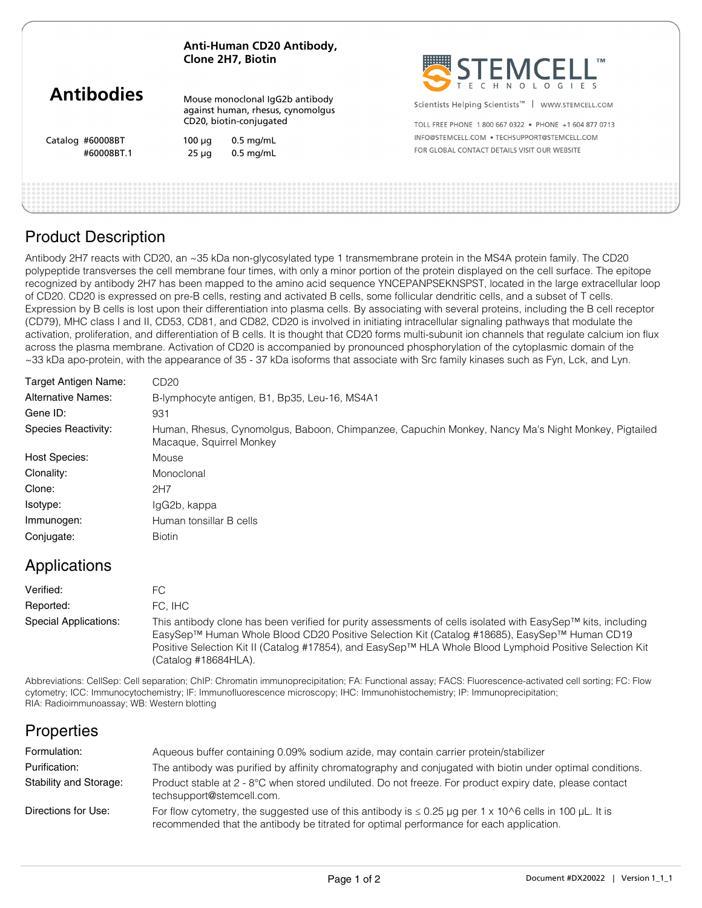# Anti-Human CD20 Antibody, Clone 2H7, Biotin

## Antibodies

Mouse monoclonal IgG2b antibody against human, rhesus, cynomolgus CD20, biotin-conjugated

| Catalog | | |
|---|---|---|
| #60008BT | 100 µg | 0.5 mg/mL |
| #60008BT.1 | 25 µg | 0.5 mg/mL |

STEMCELL™ TECHNOLOGIES

Scientists Helping Scientists™ | WWW.STEMCELL.COM

TOLL FREE PHONE 1 800 667 0322 • PHONE +1 604 877 0713
INFO@STEMCELL.COM • TECHSUPPORT@STEMCELL.COM
FOR GLOBAL CONTACT DETAILS VISIT OUR WEBSITE

## Product Description

Antibody 2H7 reacts with CD20, an ~35 kDa non-glycosylated type 1 transmembrane protein in the MS4A protein family. The CD20 polypeptide transverses the cell membrane four times, with only a minor portion of the protein displayed on the cell surface. The epitope recognized by antibody 2H7 has been mapped to the amino acid sequence YNCEPANPSEKNSPST, located in the large extracellular loop of CD20. CD20 is expressed on pre-B cells, resting and activated B cells, some follicular dendritic cells, and a subset of T cells. Expression by B cells is lost upon their differentiation into plasma cells. By associating with several proteins, including the B cell receptor (CD79), MHC class I and II, CD53, CD81, and CD82, CD20 is involved in initiating intracellular signaling pathways that modulate the activation, proliferation, and differentiation of B cells. It is thought that CD20 forms multi-subunit ion channels that regulate calcium ion flux across the plasma membrane. Activation of CD20 is accompanied by pronounced phosphorylation of the cytoplasmic domain of the ~33 kDa apo-protein, with the appearance of 35 - 37 kDa isoforms that associate with Src family kinases such as Fyn, Lck, and Lyn.

| | |
|---|---|
| Target Antigen Name: | CD20 |
| Alternative Names: | B-lymphocyte antigen, B1, Bp35, Leu-16, MS4A1 |
| Gene ID: | 931 |
| Species Reactivity: | Human, Rhesus, Cynomolgus, Baboon, Chimpanzee, Capuchin Monkey, Nancy Ma's Night Monkey, Pigtailed Macaque, Squirrel Monkey |
| Host Species: | Mouse |
| Clonality: | Monoclonal |
| Clone: | 2H7 |
| Isotype: | IgG2b, kappa |
| Immunogen: | Human tonsillar B cells |
| Conjugate: | Biotin |

## Applications

| | |
|---|---|
| Verified: | FC |
| Reported: | FC, IHC |
| Special Applications: | This antibody clone has been verified for purity assessments of cells isolated with EasySep™ kits, including EasySep™ Human Whole Blood CD20 Positive Selection Kit (Catalog #18685), EasySep™ Human CD19 Positive Selection Kit II (Catalog #17854), and EasySep™ HLA Whole Blood Lymphoid Positive Selection Kit (Catalog #18684HLA). |

Abbreviations: CellSep: Cell separation; ChIP: Chromatin immunoprecipitation; FA: Functional assay; FACS: Fluorescence-activated cell sorting; FC: Flow cytometry; ICC: Immunocytochemistry; IF: Immunofluorescence microscopy; IHC: Immunohistochemistry; IP: Immunoprecipitation; RIA: Radioimmunoassay; WB: Western blotting

## Properties

| | |
|---|---|
| Formulation: | Aqueous buffer containing 0.09% sodium azide, may contain carrier protein/stabilizer |
| Purification: | The antibody was purified by affinity chromatography and conjugated with biotin under optimal conditions. |
| Stability and Storage: | Product stable at 2 - 8°C when stored undiluted. Do not freeze. For product expiry date, please contact techsupport@stemcell.com. |
| Directions for Use: | For flow cytometry, the suggested use of this antibody is ≤ 0.25 µg per 1 x 10^6 cells in 100 µL. It is recommended that the antibody be titrated for optimal performance for each application. |

Document #DX20022 | Version 1_1_1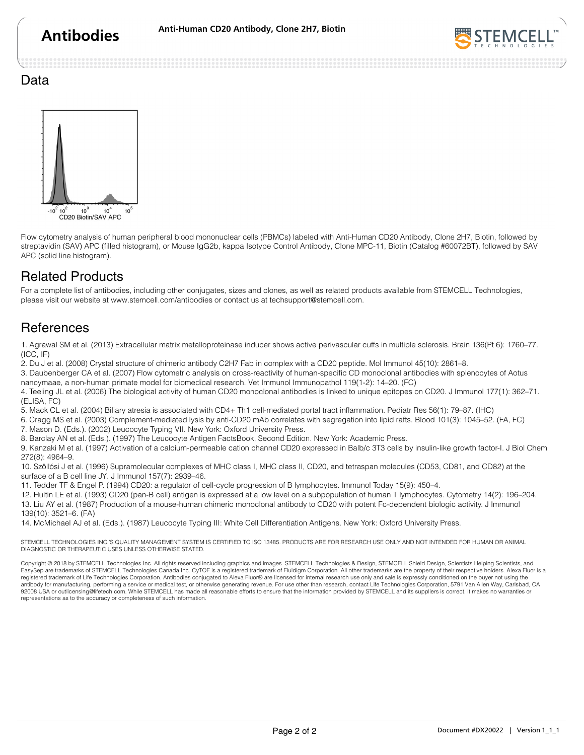## Data

-10^2 10^2 10^3 10^4 10^5
CD20 Biotin/SAV APC

Flow cytometry analysis of human peripheral blood mononuclear cells (PBMCs) labeled with Anti-Human CD20 Antibody, Clone 2H7, Biotin, followed by streptavidin (SAV) APC (filled histogram), or Mouse IgG2b, kappa Isotype Control Antibody, Clone MPC-11, Biotin (Catalog #60072BT), followed by SAV APC (solid line histogram).

## Related Products

For a complete list of antibodies, including other conjugates, sizes and clones, as well as related products available from STEMCELL Technologies, please visit our website at www.stemcell.com/antibodies or contact us at techsupport@stemcell.com.

## References

1. Agrawal SM et al. (2013) Extracellular matrix metalloproteinase inducer shows active perivascular cuffs in multiple sclerosis. Brain 136(Pt 6): 1760–77. (ICC, IF)
2. Du J et al. (2008) Crystal structure of chimeric antibody C2H7 Fab in complex with a CD20 peptide. Mol Immunol 45(10): 2861–8.
3. Daubenberger CA et al. (2007) Flow cytometric analysis on cross-reactivity of human-specific CD monoclonal antibodies with splenocytes of Aotus nancymaae, a non-human primate model for biomedical research. Vet Immunol Immunopathol 119(1-2): 14–20. (FC)
4. Teeling JL et al. (2006) The biological activity of human CD20 monoclonal antibodies is linked to unique epitopes on CD20. J Immunol 177(1): 362–71. (ELISA, FC)
5. Mack CL et al. (2004) Biliary atresia is associated with CD4+ Th1 cell-mediated portal tract inflammation. Pediatr Res 56(1): 79–87. (IHC)
6. Cragg MS et al. (2003) Complement-mediated lysis by anti-CD20 mAb correlates with segregation into lipid rafts. Blood 101(3): 1045–52. (FA, FC)
7. Mason D. (Eds.). (2002) Leucocyte Typing VII. New York: Oxford University Press.
8. Barclay AN et al. (Eds.). (1997) The Leucocyte Antigen FactsBook, Second Edition. New York: Academic Press.
9. Kanzaki M et al. (1997) Activation of a calcium-permeable cation channel CD20 expressed in Balb/c 3T3 cells by insulin-like growth factor-I. J Biol Chem 272(8): 4964–9.
10. Szöllósi J et al. (1996) Supramolecular complexes of MHC class I, MHC class II, CD20, and tetraspan molecules (CD53, CD81, and CD82) at the surface of a B cell line JY. J Immunol 157(7): 2939–46.
11. Tedder TF & Engel P. (1994) CD20: a regulator of cell-cycle progression of B lymphocytes. Immunol Today 15(9): 450–4.
12. Hultin LE et al. (1993) CD20 (pan-B cell) antigen is expressed at a low level on a subpopulation of human T lymphocytes. Cytometry 14(2): 196–204.
13. Liu AY et al. (1987) Production of a mouse-human chimeric monoclonal antibody to CD20 with potent Fc-dependent biologic activity. J Immunol 139(10): 3521–6. (FA)
14. McMichael AJ et al. (Eds.). (1987) Leucocyte Typing III: White Cell Differentiation Antigens. New York: Oxford University Press.

STEMCELL TECHNOLOGIES INC.'S QUALITY MANAGEMENT SYSTEM IS CERTIFIED TO ISO 13485. PRODUCTS ARE FOR RESEARCH USE ONLY AND NOT INTENDED FOR HUMAN OR ANIMAL DIAGNOSTIC OR THERAPEUTIC USES UNLESS OTHERWISE STATED.

Copyright © 2018 by STEMCELL Technologies Inc. All rights reserved including graphics and images. STEMCELL Technologies & Design, STEMCELL Shield Design, Scientists Helping Scientists, and EasySep are trademarks of STEMCELL Technologies Canada Inc. CyTOF is a registered trademark of Fluidigm Corporation. All other trademarks are the property of their respective holders. Alexa Fluor is a registered trademark of Life Technologies Corporation. Antibodies conjugated to Alexa Fluor® are licensed for internal research use only and sale is expressly conditioned on the buyer not using the antibody for manufacturing, performing a service or medical test, or otherwise generating revenue. For use other than research, contact Life Technologies Corporation, 5791 Van Allen Way, Carlsbad, CA 92008 USA or outlicensing@lifetech.com. While STEMCELL has made all reasonable efforts to ensure that the information provided by STEMCELL and its suppliers is correct, it makes no warranties or representations as to the accuracy or completeness of such information.